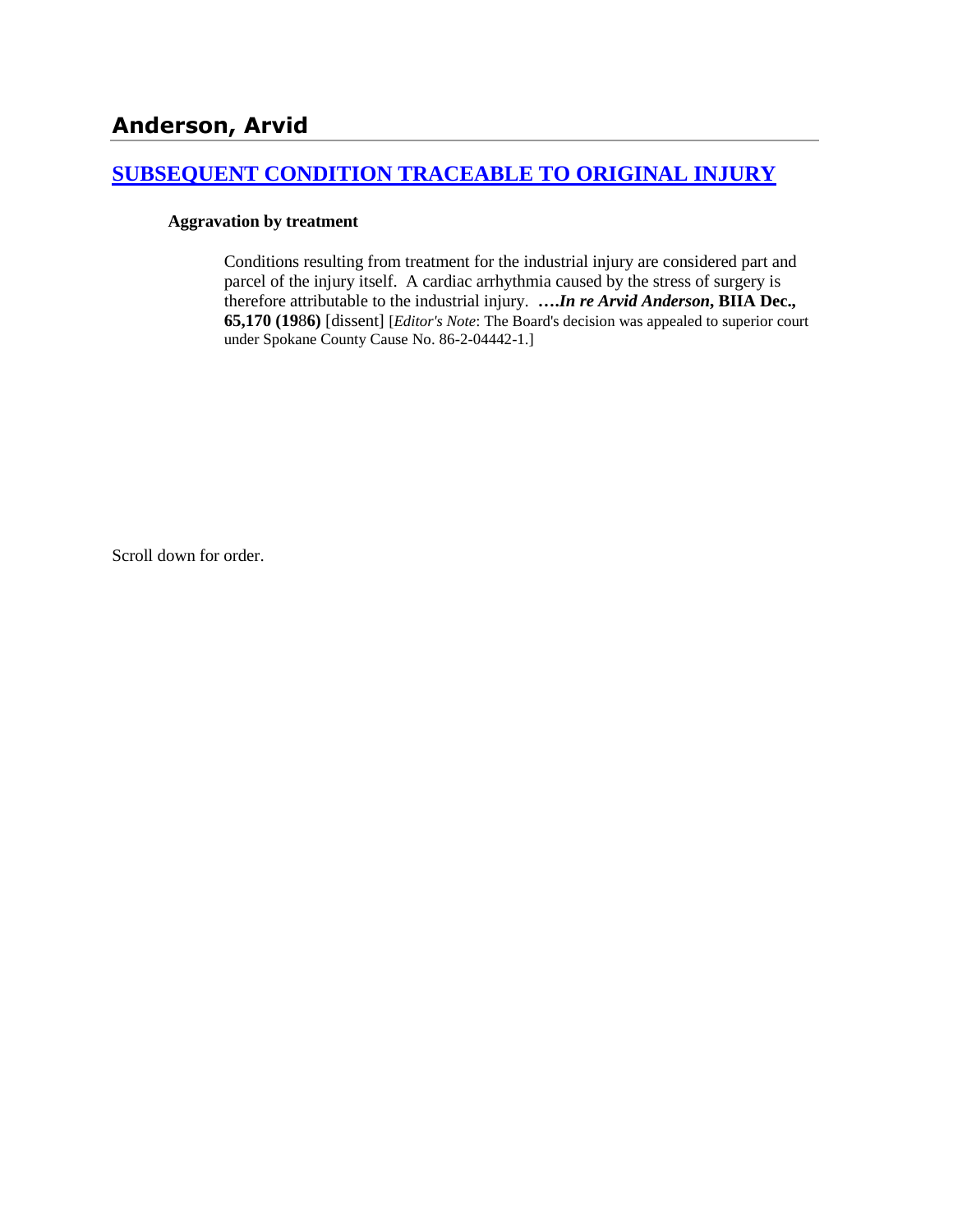# Anderson, Arvid

## [SUBSEQUENT CONDITION TRACEABLE TO ORIGINAL INJURY]

**Aggravation by treatment**

> Conditions resulting from treatment for the industrial injury are considered part and parcel of the injury itself. A cardiac arrhythmia caused by the stress of surgery is therefore attributable to the industrial injury. **….*In re Arvid Anderson*, BIIA Dec., 65,170 (1986)** [dissent] [*Editor's Note*: The Board's decision was appealed to superior court under Spokane County Cause No. 86-2-04442-1.]

Scroll down for order.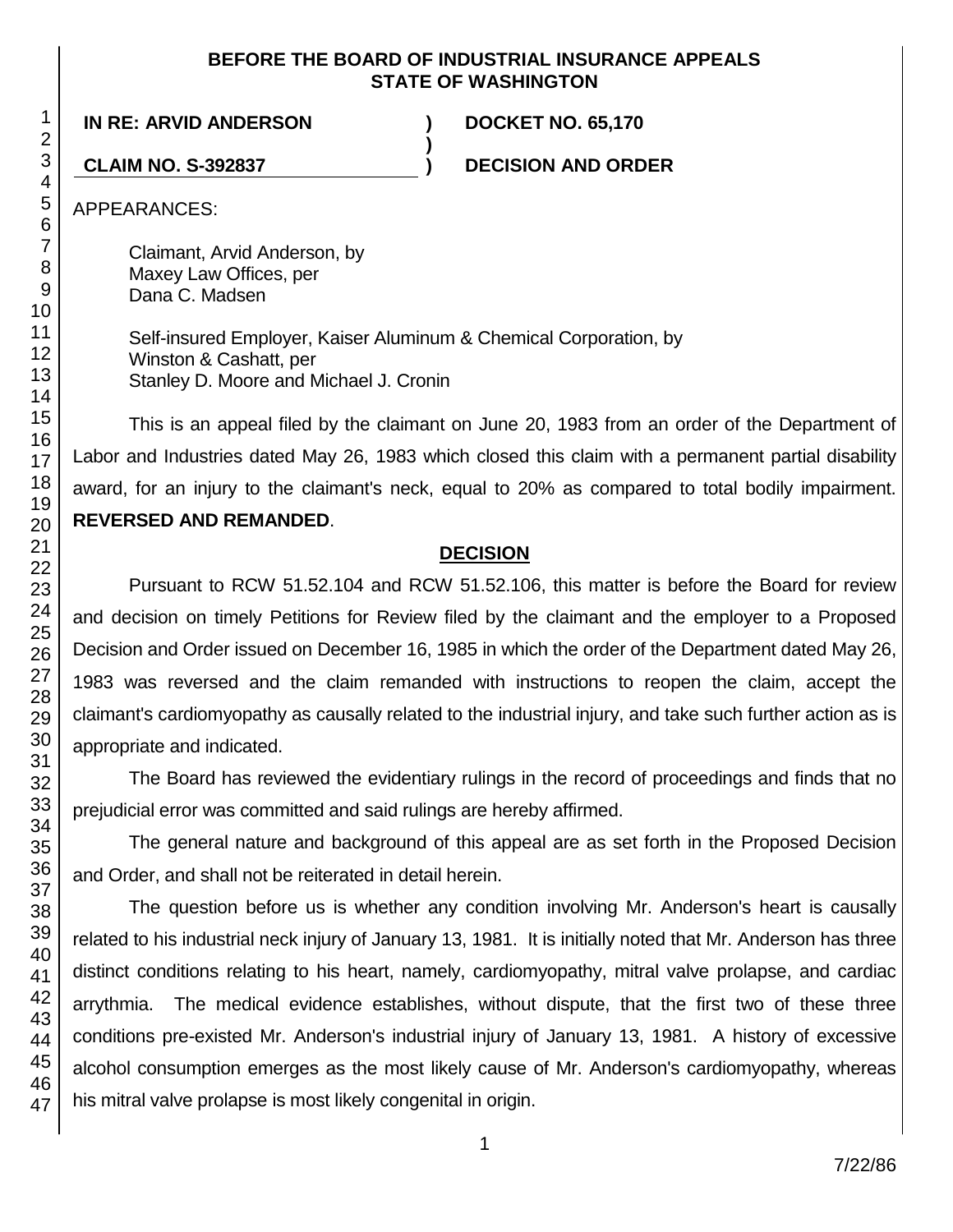**BEFORE THE BOARD OF INDUSTRIAL INSURANCE APPEALS**
**STATE OF WASHINGTON**

| | | |
|---|---|---|
| **IN RE: ARVID ANDERSON** | **)** | **DOCKET NO. 65,170** |
| | **)** | |
| **CLAIM NO. S-392837** | **)** | **DECISION AND ORDER** |

APPEARANCES:

Claimant, Arvid Anderson, by
Maxey Law Offices, per
Dana C. Madsen

Self-insured Employer, Kaiser Aluminum & Chemical Corporation, by
Winston & Cashatt, per
Stanley D. Moore and Michael J. Cronin

This is an appeal filed by the claimant on June 20, 1983 from an order of the Department of Labor and Industries dated May 26, 1983 which closed this claim with a permanent partial disability award, for an injury to the claimant's neck, equal to 20% as compared to total bodily impairment. **REVERSED AND REMANDED**.

## DECISION

Pursuant to RCW 51.52.104 and RCW 51.52.106, this matter is before the Board for review and decision on timely Petitions for Review filed by the claimant and the employer to a Proposed Decision and Order issued on December 16, 1985 in which the order of the Department dated May 26, 1983 was reversed and the claim remanded with instructions to reopen the claim, accept the claimant's cardiomyopathy as causally related to the industrial injury, and take such further action as is appropriate and indicated.

The Board has reviewed the evidentiary rulings in the record of proceedings and finds that no prejudicial error was committed and said rulings are hereby affirmed.

The general nature and background of this appeal are as set forth in the Proposed Decision and Order, and shall not be reiterated in detail herein.

The question before us is whether any condition involving Mr. Anderson's heart is causally related to his industrial neck injury of January 13, 1981. It is initially noted that Mr. Anderson has three distinct conditions relating to his heart, namely, cardiomyopathy, mitral valve prolapse, and cardiac arrythmia. The medical evidence establishes, without dispute, that the first two of these three conditions pre-existed Mr. Anderson's industrial injury of January 13, 1981. A history of excessive alcohol consumption emerges as the most likely cause of Mr. Anderson's cardiomyopathy, whereas his mitral valve prolapse is most likely congenital in origin.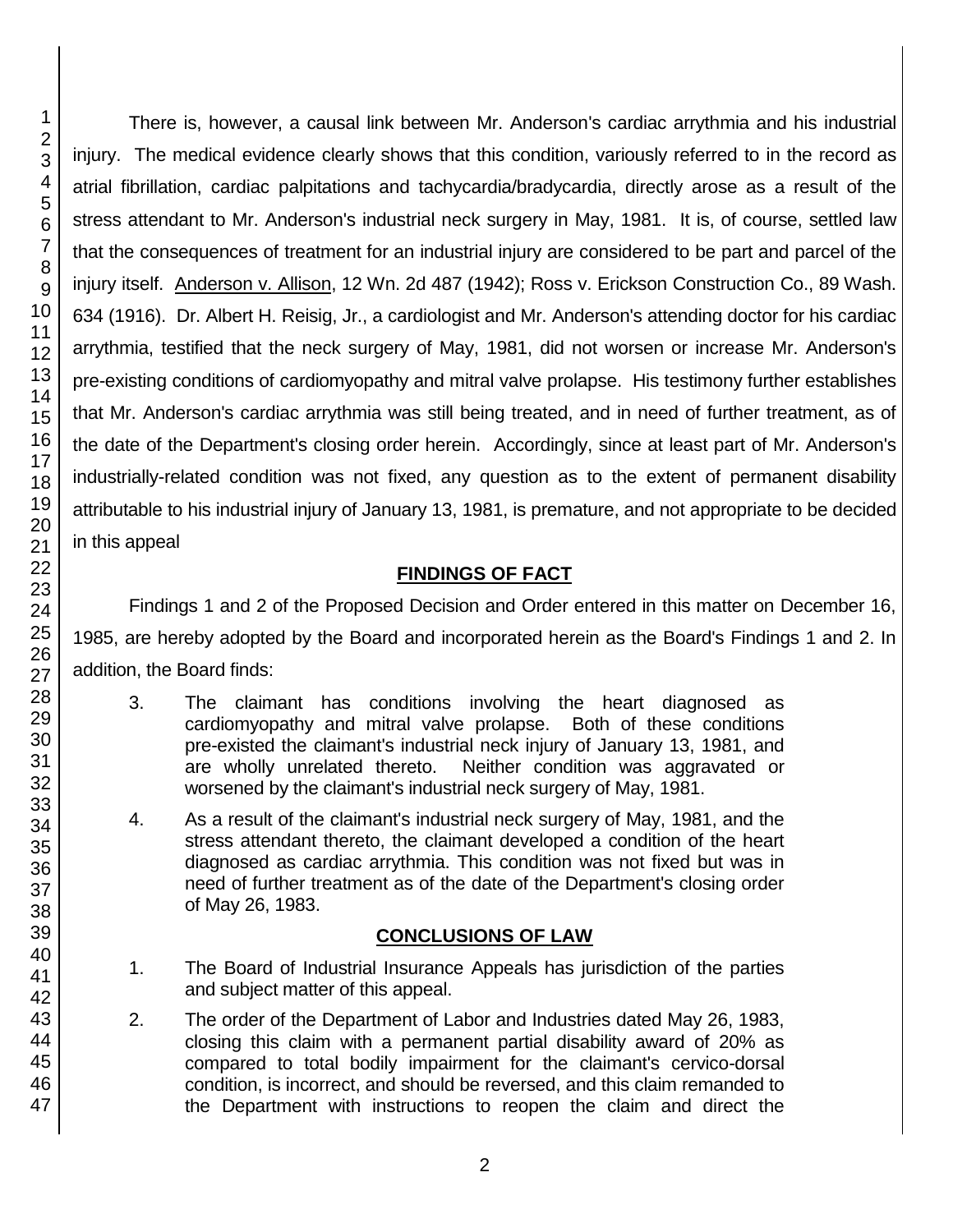There is, however, a causal link between Mr. Anderson's cardiac arrythmia and his industrial injury. The medical evidence clearly shows that this condition, variously referred to in the record as atrial fibrillation, cardiac palpitations and tachycardia/bradycardia, directly arose as a result of the stress attendant to Mr. Anderson's industrial neck surgery in May, 1981. It is, of course, settled law that the consequences of treatment for an industrial injury are considered to be part and parcel of the injury itself. Anderson v. Allison, 12 Wn. 2d 487 (1942); Ross v. Erickson Construction Co., 89 Wash. 634 (1916). Dr. Albert H. Reisig, Jr., a cardiologist and Mr. Anderson's attending doctor for his cardiac arrythmia, testified that the neck surgery of May, 1981, did not worsen or increase Mr. Anderson's pre-existing conditions of cardiomyopathy and mitral valve prolapse. His testimony further establishes that Mr. Anderson's cardiac arrythmia was still being treated, and in need of further treatment, as of the date of the Department's closing order herein. Accordingly, since at least part of Mr. Anderson's industrially-related condition was not fixed, any question as to the extent of permanent disability attributable to his industrial injury of January 13, 1981, is premature, and not appropriate to be decided in this appeal

## FINDINGS OF FACT

Findings 1 and 2 of the Proposed Decision and Order entered in this matter on December 16, 1985, are hereby adopted by the Board and incorporated herein as the Board's Findings 1 and 2. In addition, the Board finds:

3. The claimant has conditions involving the heart diagnosed as cardiomyopathy and mitral valve prolapse. Both of these conditions pre-existed the claimant's industrial neck injury of January 13, 1981, and are wholly unrelated thereto. Neither condition was aggravated or worsened by the claimant's industrial neck surgery of May, 1981.

4. As a result of the claimant's industrial neck surgery of May, 1981, and the stress attendant thereto, the claimant developed a condition of the heart diagnosed as cardiac arrythmia. This condition was not fixed but was in need of further treatment as of the date of the Department's closing order of May 26, 1983.

## CONCLUSIONS OF LAW

1. The Board of Industrial Insurance Appeals has jurisdiction of the parties and subject matter of this appeal.

2. The order of the Department of Labor and Industries dated May 26, 1983, closing this claim with a permanent partial disability award of 20% as compared to total bodily impairment for the claimant's cervico-dorsal condition, is incorrect, and should be reversed, and this claim remanded to the Department with instructions to reopen the claim and direct the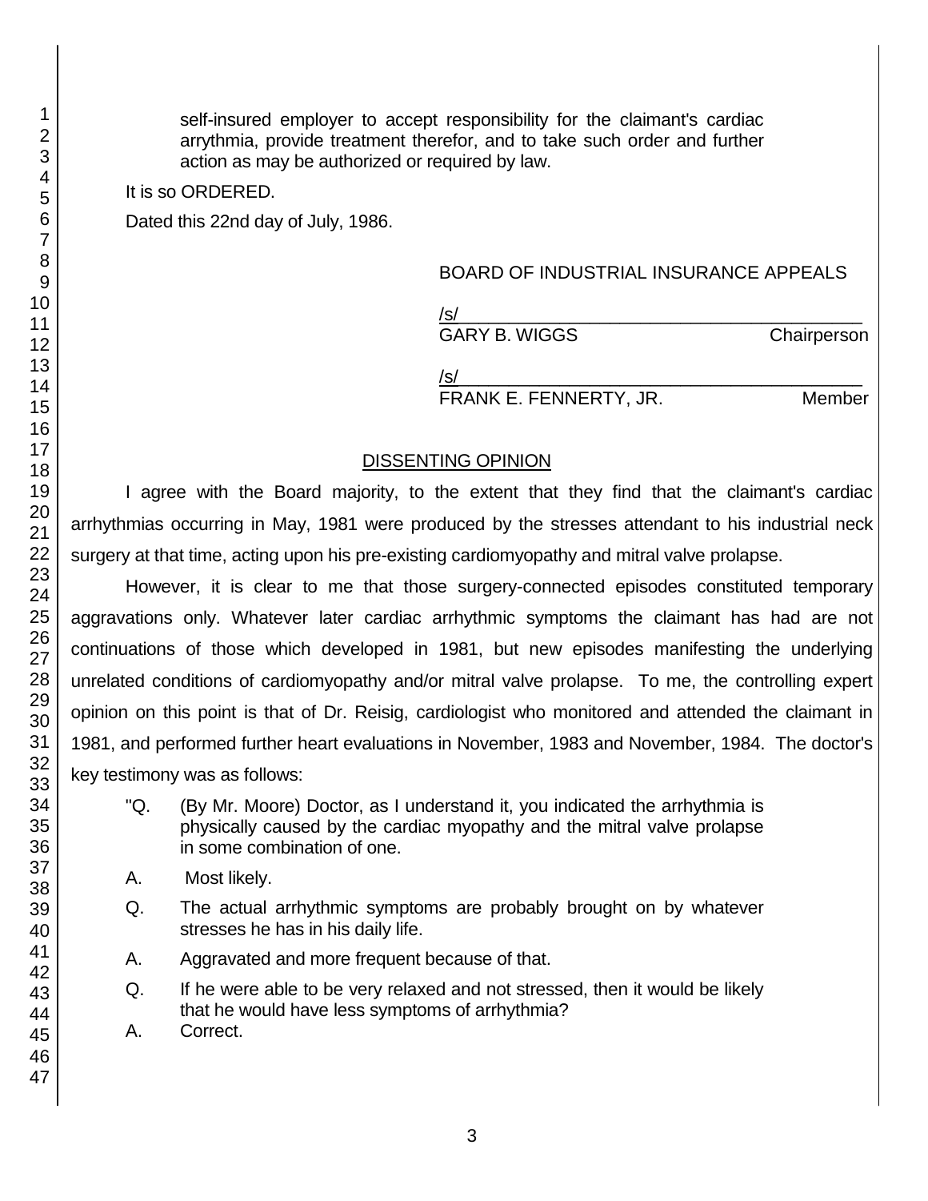self-insured employer to accept responsibility for the claimant's cardiac arrythmia, provide treatment therefor, and to take such order and further action as may be authorized or required by law.

It is so ORDERED.

Dated this 22nd day of July, 1986.

BOARD OF INDUSTRIAL INSURANCE APPEALS

/s/
GARY B. WIGGS Chairperson

/s/
FRANK E. FENNERTY, JR. Member

## DISSENTING OPINION

I agree with the Board majority, to the extent that they find that the claimant's cardiac arrhythmias occurring in May, 1981 were produced by the stresses attendant to his industrial neck surgery at that time, acting upon his pre-existing cardiomyopathy and mitral valve prolapse.

However, it is clear to me that those surgery-connected episodes constituted temporary aggravations only. Whatever later cardiac arrhythmic symptoms the claimant has had are not continuations of those which developed in 1981, but new episodes manifesting the underlying unrelated conditions of cardiomyopathy and/or mitral valve prolapse. To me, the controlling expert opinion on this point is that of Dr. Reisig, cardiologist who monitored and attended the claimant in 1981, and performed further heart evaluations in November, 1983 and November, 1984. The doctor's key testimony was as follows:

"Q. (By Mr. Moore) Doctor, as I understand it, you indicated the arrhythmia is physically caused by the cardiac myopathy and the mitral valve prolapse in some combination of one.

A. Most likely.

Q. The actual arrhythmic symptoms are probably brought on by whatever stresses he has in his daily life.

A. Aggravated and more frequent because of that.

Q. If he were able to be very relaxed and not stressed, then it would be likely that he would have less symptoms of arrhythmia?

A. Correct.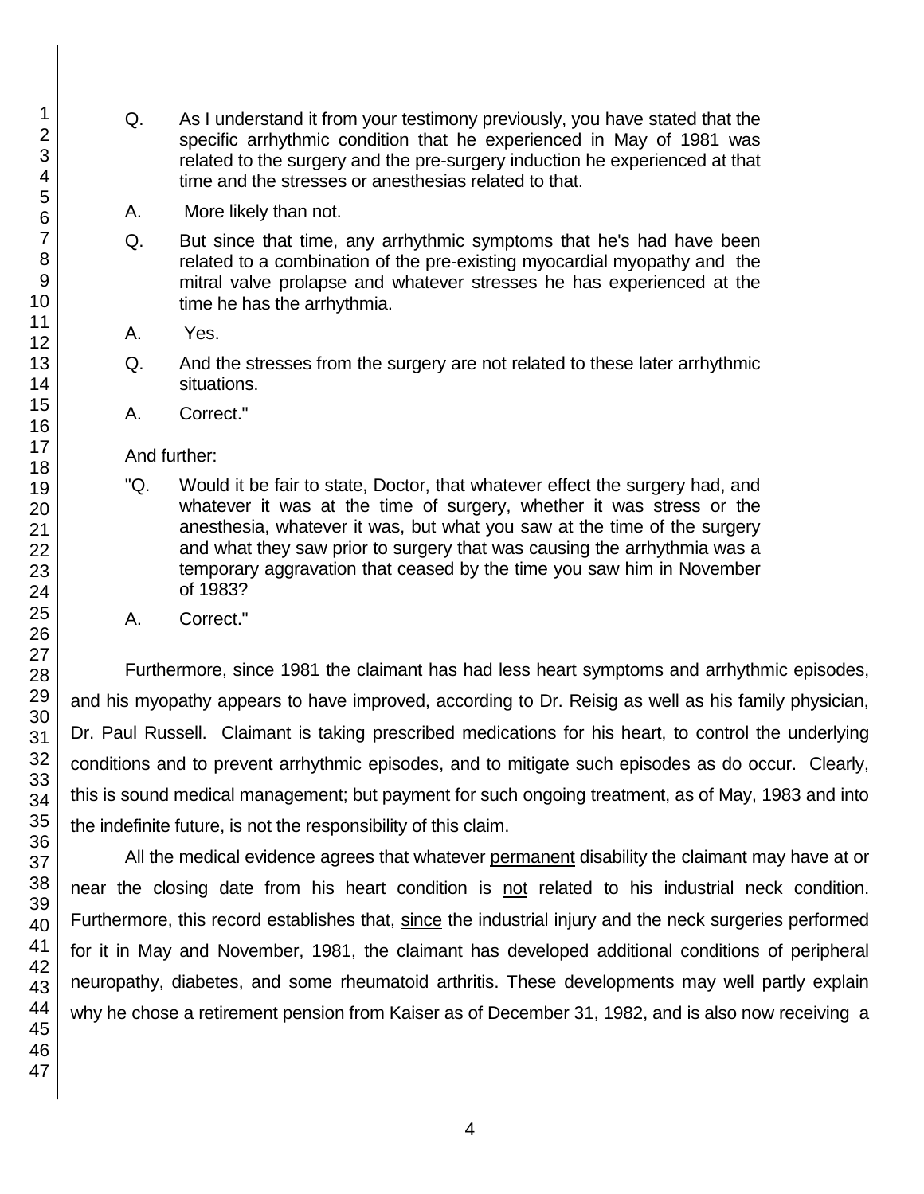Q. As I understand it from your testimony previously, you have stated that the specific arrhythmic condition that he experienced in May of 1981 was related to the surgery and the pre-surgery induction he experienced at that time and the stresses or anesthesias related to that.

A. More likely than not.

Q. But since that time, any arrhythmic symptoms that he's had have been related to a combination of the pre-existing myocardial myopathy and the mitral valve prolapse and whatever stresses he has experienced at the time he has the arrhythmia.

A. Yes.

Q. And the stresses from the surgery are not related to these later arrhythmic situations.

A. Correct."

And further:

"Q. Would it be fair to state, Doctor, that whatever effect the surgery had, and whatever it was at the time of surgery, whether it was stress or the anesthesia, whatever it was, but what you saw at the time of the surgery and what they saw prior to surgery that was causing the arrhythmia was a temporary aggravation that ceased by the time you saw him in November of 1983?

A. Correct."

Furthermore, since 1981 the claimant has had less heart symptoms and arrhythmic episodes, and his myopathy appears to have improved, according to Dr. Reisig as well as his family physician, Dr. Paul Russell. Claimant is taking prescribed medications for his heart, to control the underlying conditions and to prevent arrhythmic episodes, and to mitigate such episodes as do occur. Clearly, this is sound medical management; but payment for such ongoing treatment, as of May, 1983 and into the indefinite future, is not the responsibility of this claim.

All the medical evidence agrees that whatever <u>permanent</u> disability the claimant may have at or near the closing date from his heart condition is <u>not</u> related to his industrial neck condition. Furthermore, this record establishes that, <u>since</u> the industrial injury and the neck surgeries performed for it in May and November, 1981, the claimant has developed additional conditions of peripheral neuropathy, diabetes, and some rheumatoid arthritis. These developments may well partly explain why he chose a retirement pension from Kaiser as of December 31, 1982, and is also now receiving a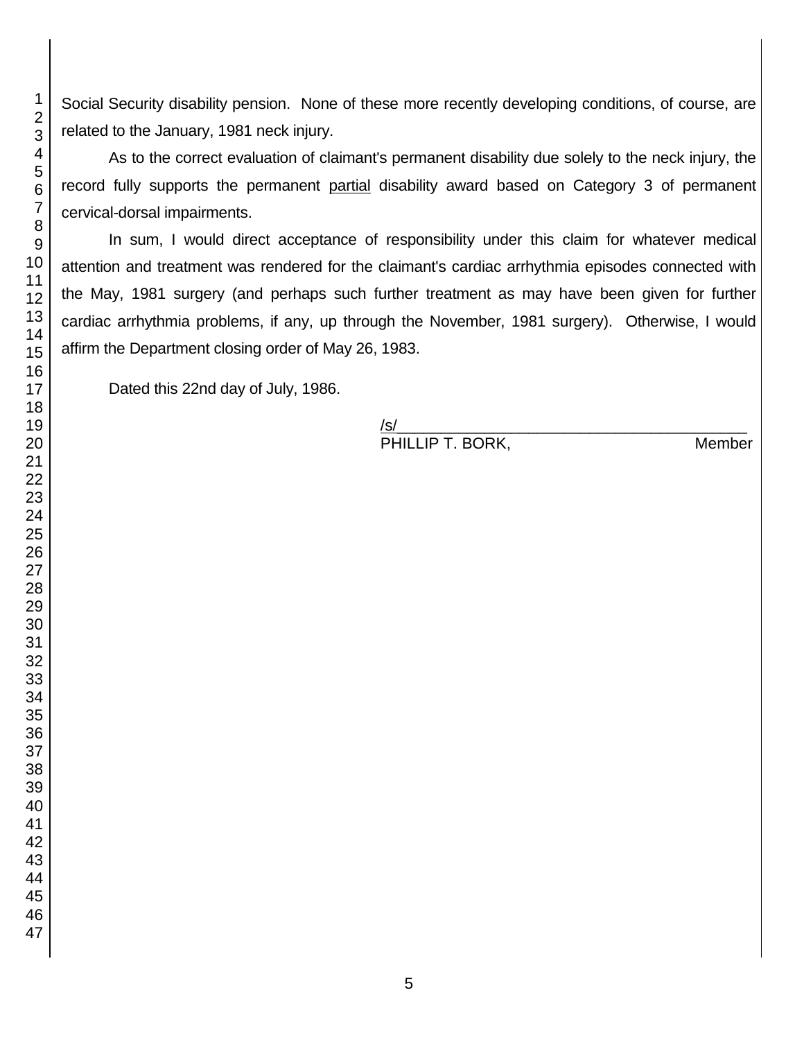Social Security disability pension. None of these more recently developing conditions, of course, are related to the January, 1981 neck injury.

As to the correct evaluation of claimant's permanent disability due solely to the neck injury, the record fully supports the permanent partial disability award based on Category 3 of permanent cervical-dorsal impairments.

In sum, I would direct acceptance of responsibility under this claim for whatever medical attention and treatment was rendered for the claimant's cardiac arrhythmia episodes connected with the May, 1981 surgery (and perhaps such further treatment as may have been given for further cardiac arrhythmia problems, if any, up through the November, 1981 surgery). Otherwise, I would affirm the Department closing order of May 26, 1983.

Dated this 22nd day of July, 1986.

/s/
PHILLIP T. BORK, Member